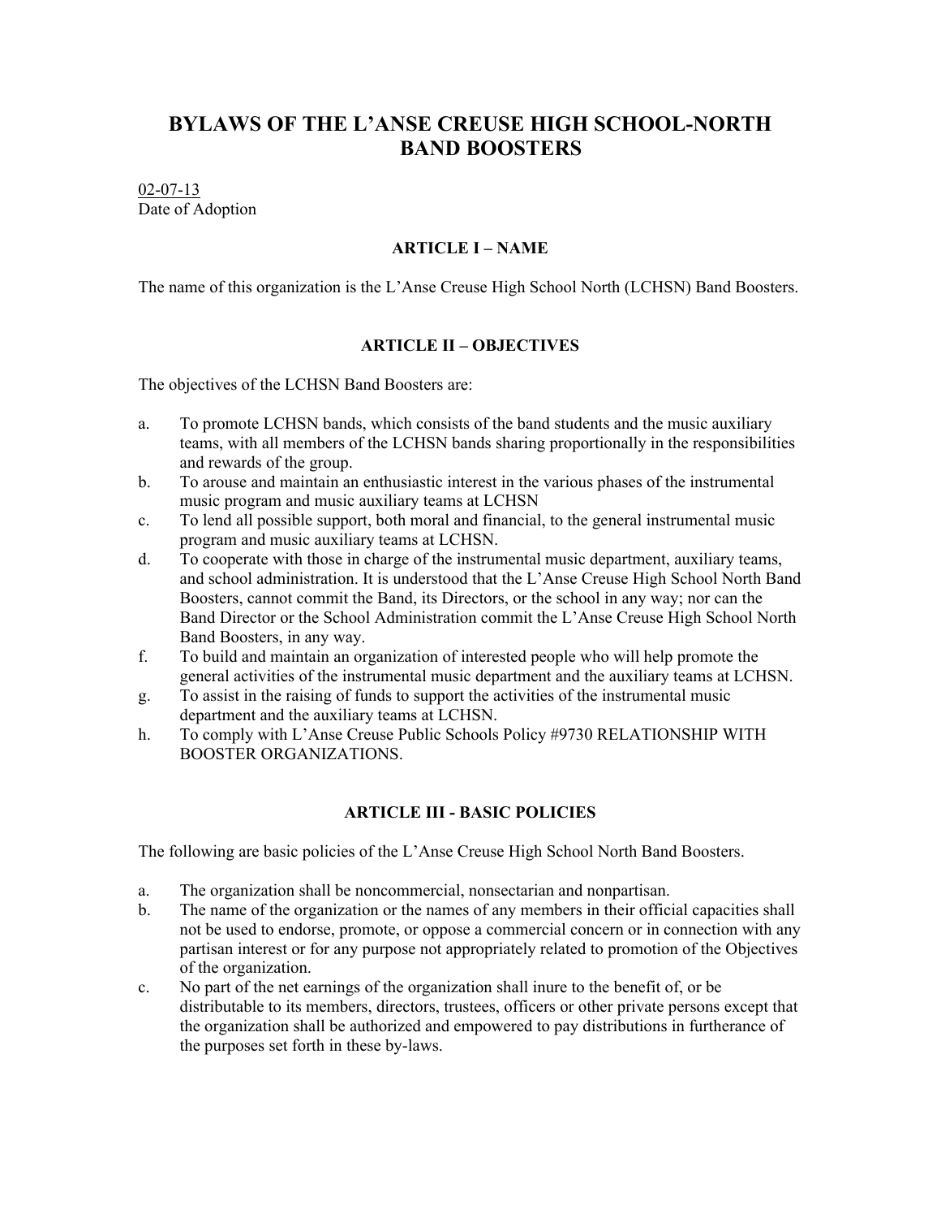# BYLAWS OF THE L'ANSE CREUSE HIGH SCHOOL-NORTH BAND BOOSTERS

02-07-13
Date of Adoption

## ARTICLE I – NAME

The name of this organization is the L'Anse Creuse High School North (LCHSN) Band Boosters.

## ARTICLE II – OBJECTIVES

The objectives of the LCHSN Band Boosters are:

a. To promote LCHSN bands, which consists of the band students and the music auxiliary teams, with all members of the LCHSN bands sharing proportionally in the responsibilities and rewards of the group.
b. To arouse and maintain an enthusiastic interest in the various phases of the instrumental music program and music auxiliary teams at LCHSN
c. To lend all possible support, both moral and financial, to the general instrumental music program and music auxiliary teams at LCHSN.
d. To cooperate with those in charge of the instrumental music department, auxiliary teams, and school administration. It is understood that the L'Anse Creuse High School North Band Boosters, cannot commit the Band, its Directors, or the school in any way; nor can the Band Director or the School Administration commit the L'Anse Creuse High School North Band Boosters, in any way.
f. To build and maintain an organization of interested people who will help promote the general activities of the instrumental music department and the auxiliary teams at LCHSN.
g. To assist in the raising of funds to support the activities of the instrumental music department and the auxiliary teams at LCHSN.
h. To comply with L'Anse Creuse Public Schools Policy #9730 RELATIONSHIP WITH BOOSTER ORGANIZATIONS.

## ARTICLE III - BASIC POLICIES

The following are basic policies of the L'Anse Creuse High School North Band Boosters.

a. The organization shall be noncommercial, nonsectarian and nonpartisan.
b. The name of the organization or the names of any members in their official capacities shall not be used to endorse, promote, or oppose a commercial concern or in connection with any partisan interest or for any purpose not appropriately related to promotion of the Objectives of the organization.
c. No part of the net earnings of the organization shall inure to the benefit of, or be distributable to its members, directors, trustees, officers or other private persons except that the organization shall be authorized and empowered to pay distributions in furtherance of the purposes set forth in these by-laws.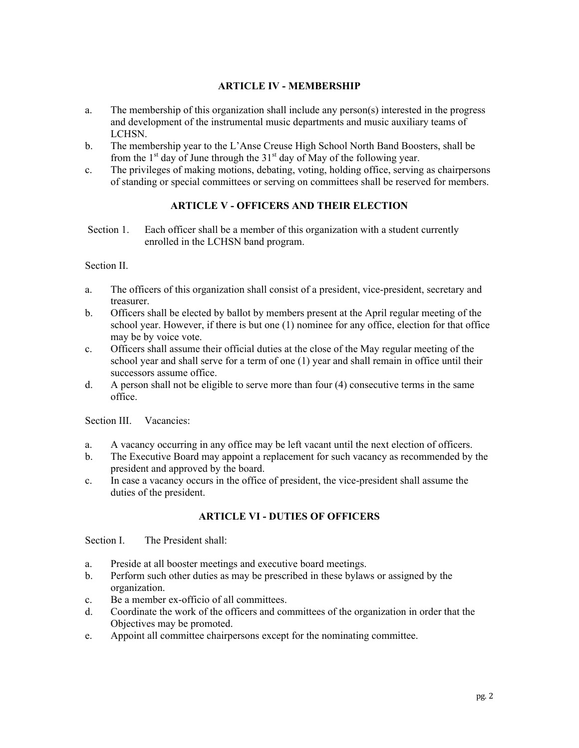## ARTICLE IV - MEMBERSHIP

a. The membership of this organization shall include any person(s) interested in the progress and development of the instrumental music departments and music auxiliary teams of LCHSN.
b. The membership year to the L'Anse Creuse High School North Band Boosters, shall be from the 1st day of June through the 31st day of May of the following year.
c. The privileges of making motions, debating, voting, holding office, serving as chairpersons of standing or special committees or serving on committees shall be reserved for members.

## ARTICLE V - OFFICERS AND THEIR ELECTION

Section 1. Each officer shall be a member of this organization with a student currently enrolled in the LCHSN band program.

Section II.

a. The officers of this organization shall consist of a president, vice-president, secretary and treasurer.
b. Officers shall be elected by ballot by members present at the April regular meeting of the school year. However, if there is but one (1) nominee for any office, election for that office may be by voice vote.
c. Officers shall assume their official duties at the close of the May regular meeting of the school year and shall serve for a term of one (1) year and shall remain in office until their successors assume office.
d. A person shall not be eligible to serve more than four (4) consecutive terms in the same office.

Section III. Vacancies:

a. A vacancy occurring in any office may be left vacant until the next election of officers.
b. The Executive Board may appoint a replacement for such vacancy as recommended by the president and approved by the board.
c. In case a vacancy occurs in the office of president, the vice-president shall assume the duties of the president.

## ARTICLE VI - DUTIES OF OFFICERS

Section I. The President shall:

a. Preside at all booster meetings and executive board meetings.
b. Perform such other duties as may be prescribed in these bylaws or assigned by the organization.
c. Be a member ex-officio of all committees.
d. Coordinate the work of the officers and committees of the organization in order that the Objectives may be promoted.
e. Appoint all committee chairpersons except for the nominating committee.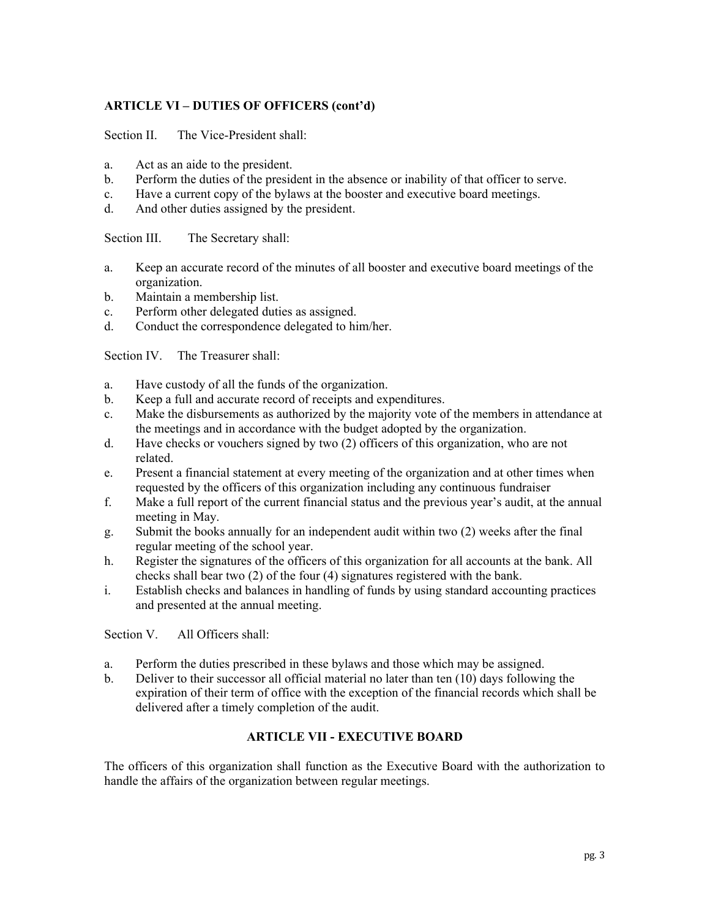## ARTICLE VI – DUTIES OF OFFICERS (cont'd)

Section II. The Vice-President shall:

a. Act as an aide to the president.
b. Perform the duties of the president in the absence or inability of that officer to serve.
c. Have a current copy of the bylaws at the booster and executive board meetings.
d. And other duties assigned by the president.

Section III. The Secretary shall:

a. Keep an accurate record of the minutes of all booster and executive board meetings of the organization.
b. Maintain a membership list.
c. Perform other delegated duties as assigned.
d. Conduct the correspondence delegated to him/her.

Section IV. The Treasurer shall:

a. Have custody of all the funds of the organization.
b. Keep a full and accurate record of receipts and expenditures.
c. Make the disbursements as authorized by the majority vote of the members in attendance at the meetings and in accordance with the budget adopted by the organization.
d. Have checks or vouchers signed by two (2) officers of this organization, who are not related.
e. Present a financial statement at every meeting of the organization and at other times when requested by the officers of this organization including any continuous fundraiser
f. Make a full report of the current financial status and the previous year's audit, at the annual meeting in May.
g. Submit the books annually for an independent audit within two (2) weeks after the final regular meeting of the school year.
h. Register the signatures of the officers of this organization for all accounts at the bank. All checks shall bear two (2) of the four (4) signatures registered with the bank.
i. Establish checks and balances in handling of funds by using standard accounting practices and presented at the annual meeting.

Section V. All Officers shall:

a. Perform the duties prescribed in these bylaws and those which may be assigned.
b. Deliver to their successor all official material no later than ten (10) days following the expiration of their term of office with the exception of the financial records which shall be delivered after a timely completion of the audit.

## ARTICLE VII - EXECUTIVE BOARD

The officers of this organization shall function as the Executive Board with the authorization to handle the affairs of the organization between regular meetings.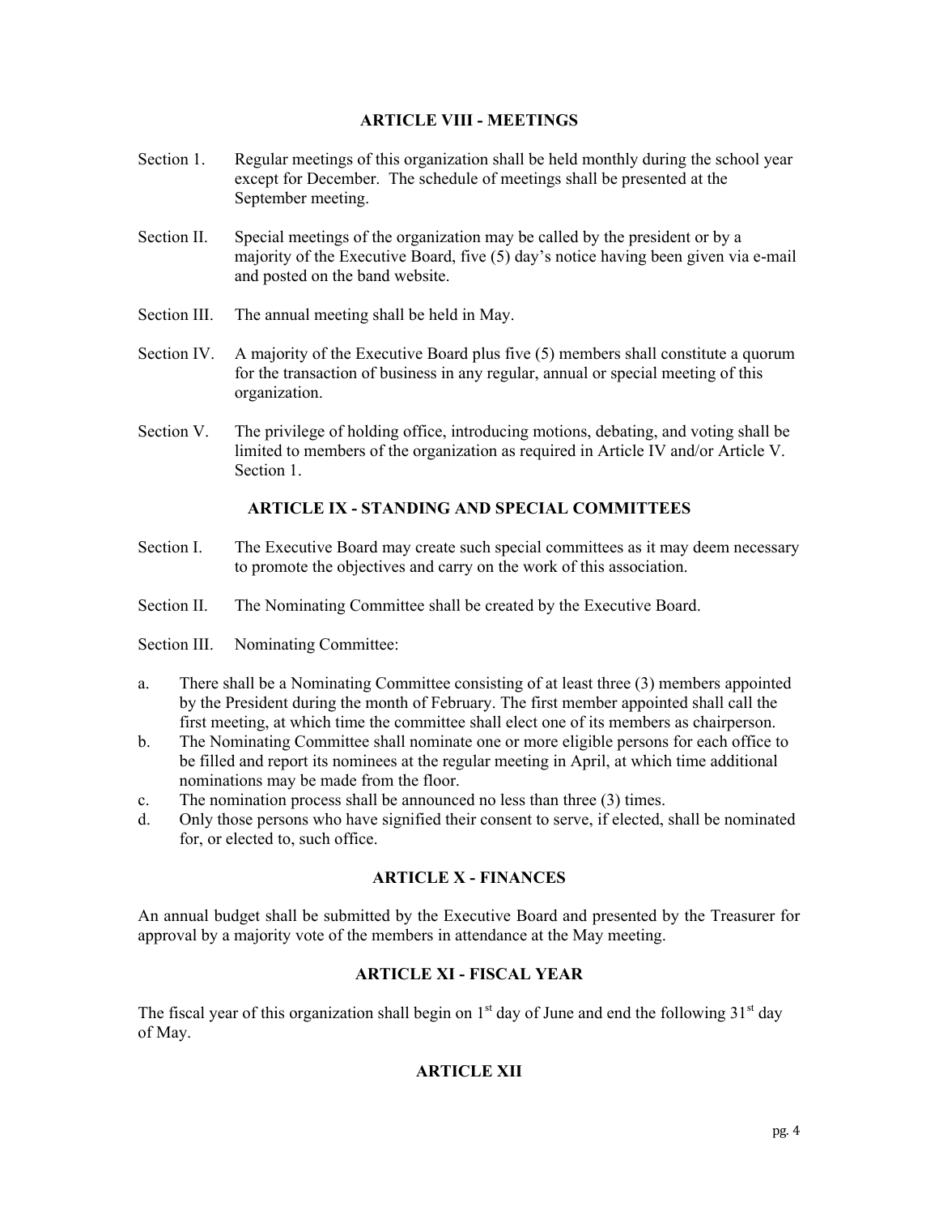## ARTICLE VIII - MEETINGS

Section 1. Regular meetings of this organization shall be held monthly during the school year except for December. The schedule of meetings shall be presented at the September meeting.

Section II. Special meetings of the organization may be called by the president or by a majority of the Executive Board, five (5) day's notice having been given via e-mail and posted on the band website.

Section III. The annual meeting shall be held in May.

Section IV. A majority of the Executive Board plus five (5) members shall constitute a quorum for the transaction of business in any regular, annual or special meeting of this organization.

Section V. The privilege of holding office, introducing motions, debating, and voting shall be limited to members of the organization as required in Article IV and/or Article V. Section 1.

## ARTICLE IX - STANDING AND SPECIAL COMMITTEES

Section I. The Executive Board may create such special committees as it may deem necessary to promote the objectives and carry on the work of this association.

Section II. The Nominating Committee shall be created by the Executive Board.

Section III. Nominating Committee:

a. There shall be a Nominating Committee consisting of at least three (3) members appointed by the President during the month of February. The first member appointed shall call the first meeting, at which time the committee shall elect one of its members as chairperson.
b. The Nominating Committee shall nominate one or more eligible persons for each office to be filled and report its nominees at the regular meeting in April, at which time additional nominations may be made from the floor.
c. The nomination process shall be announced no less than three (3) times.
d. Only those persons who have signified their consent to serve, if elected, shall be nominated for, or elected to, such office.

## ARTICLE X - FINANCES

An annual budget shall be submitted by the Executive Board and presented by the Treasurer for approval by a majority vote of the members in attendance at the May meeting.

## ARTICLE XI - FISCAL YEAR

The fiscal year of this organization shall begin on 1st day of June and end the following 31st day of May.

## ARTICLE XII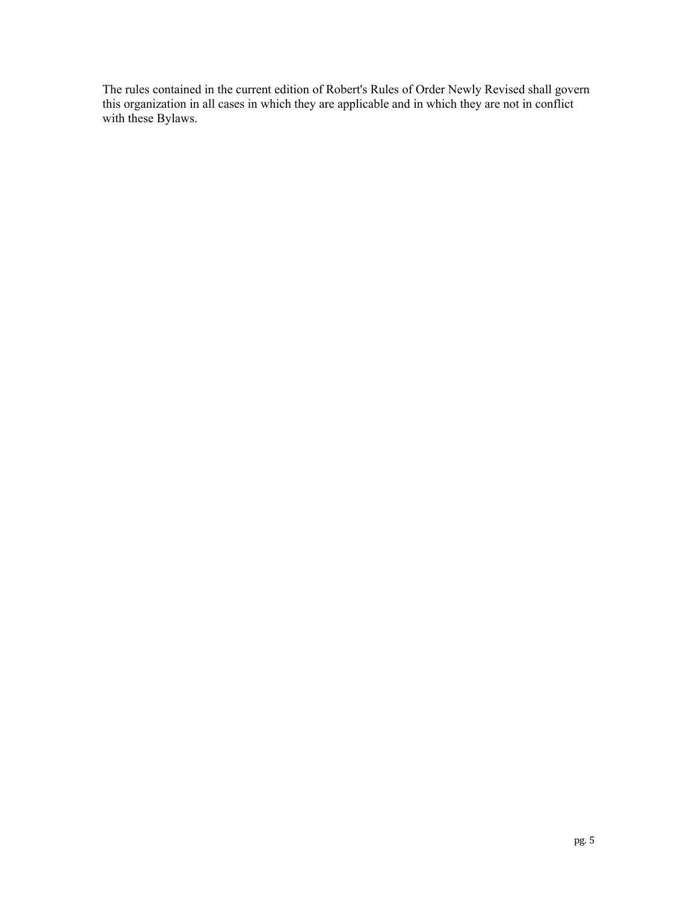The rules contained in the current edition of Robert's Rules of Order Newly Revised shall govern this organization in all cases in which they are applicable and in which they are not in conflict with these Bylaws.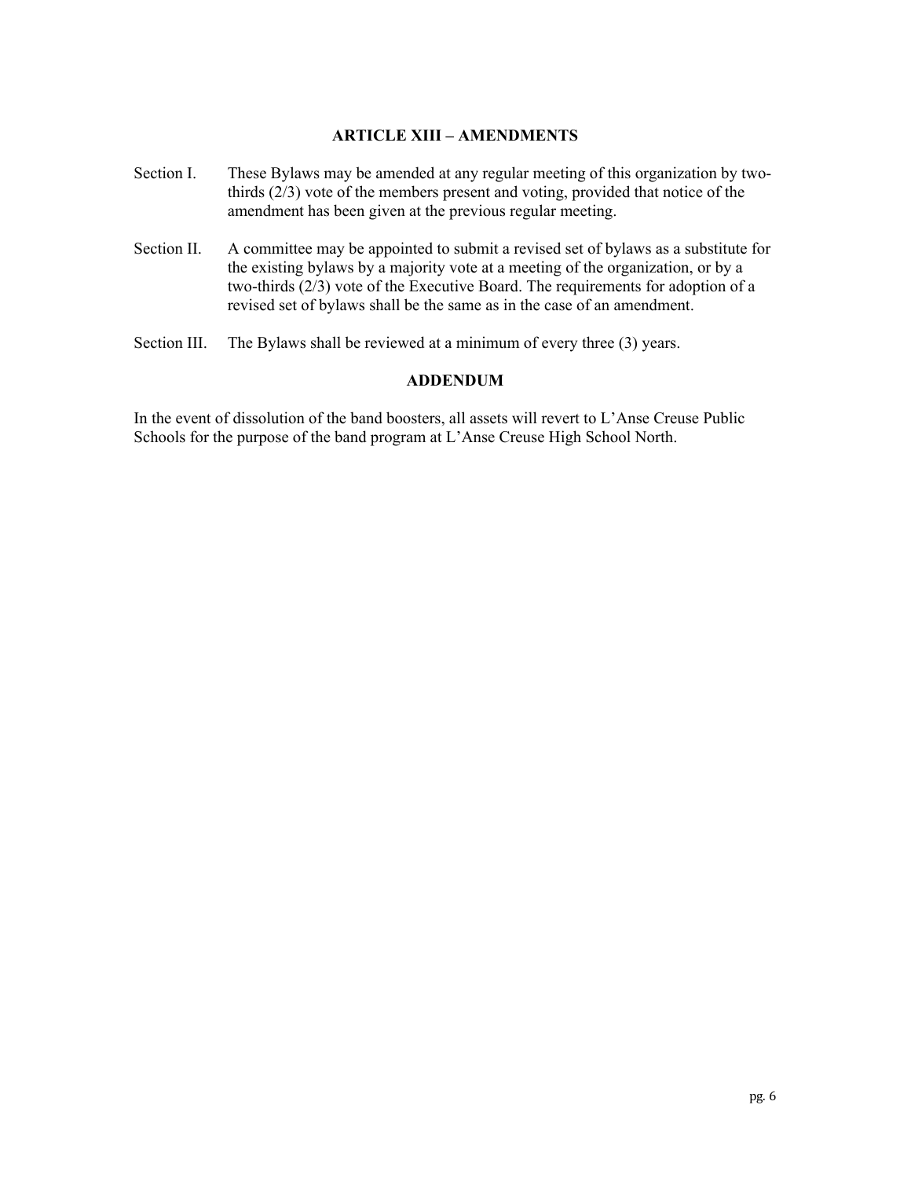## ARTICLE XIII – AMENDMENTS

Section I. These Bylaws may be amended at any regular meeting of this organization by two-thirds (2/3) vote of the members present and voting, provided that notice of the amendment has been given at the previous regular meeting.

Section II. A committee may be appointed to submit a revised set of bylaws as a substitute for the existing bylaws by a majority vote at a meeting of the organization, or by a two-thirds (2/3) vote of the Executive Board. The requirements for adoption of a revised set of bylaws shall be the same as in the case of an amendment.

Section III. The Bylaws shall be reviewed at a minimum of every three (3) years.

## ADDENDUM

In the event of dissolution of the band boosters, all assets will revert to L'Anse Creuse Public Schools for the purpose of the band program at L'Anse Creuse High School North.